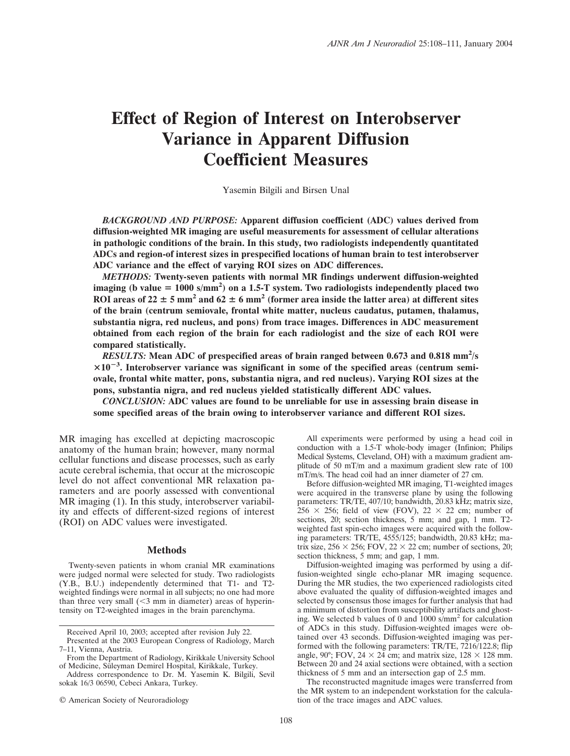# Effect of Region of Interest on Interobserver Variance in Apparent Diffusion Coefficient Measures

Yasemin Bilgili and Birsen Unal

***BACKGROUND AND PURPOSE:*** **Apparent diffusion coefficient (ADC) values derived from diffusion-weighted MR imaging are useful measurements for assessment of cellular alterations in pathologic conditions of the brain. In this study, two radiologists independently quantitated ADCs and region-of interest sizes in prespecified locations of human brain to test interobserver ADC variance and the effect of varying ROI sizes on ADC differences.**

***METHODS:*** **Twenty-seven patients with normal MR findings underwent diffusion-weighted imaging (b value = 1000 s/mm$^2$) on a 1.5-T system. Two radiologists independently placed two ROI areas of 22 ± 5 mm$^2$ and 62 ± 6 mm$^2$ (former area inside the latter area) at different sites of the brain (centrum semiovale, frontal white matter, nucleus caudatus, putamen, thalamus, substantia nigra, red nucleus, and pons) from trace images. Differences in ADC measurement obtained from each region of the brain for each radiologist and the size of each ROI were compared statistically.**

***RESULTS:*** **Mean ADC of prespecified areas of brain ranged between 0.673 and 0.818 mm$^2$/s $\times 10^{-3}$. Interobserver variance was significant in some of the specified areas (centrum semiovale, frontal white matter, pons, substantia nigra, and red nucleus). Varying ROI sizes at the pons, substantia nigra, and red nucleus yielded statistically different ADC values.**

***CONCLUSION:*** **ADC values are found to be unreliable for use in assessing brain disease in some specified areas of the brain owing to interobserver variance and different ROI sizes.**

MR imaging has excelled at depicting macroscopic anatomy of the human brain; however, many normal cellular functions and disease processes, such as early acute cerebral ischemia, that occur at the microscopic level do not affect conventional MR relaxation parameters and are poorly assessed with conventional MR imaging (1). In this study, interobserver variability and effects of different-sized regions of interest (ROI) on ADC values were investigated.

## Methods

Twenty-seven patients in whom cranial MR examinations were judged normal were selected for study. Two radiologists (Y.B., B.U.) independently determined that T1- and T2-weighted findings were normal in all subjects; no one had more than three very small (<3 mm in diameter) areas of hyperintensity on T2-weighted images in the brain parenchyma.

Received April 10, 2003; accepted after revision July 22.

Presented at the 2003 European Congress of Radiology, March 7–11, Vienna, Austria.

From the Department of Radiology, Kirikkale University School of Medicine, Süleyman Demirel Hospital, Kirikkale, Turkey.

Address correspondence to Dr. M. Yasemin K. Bilgili, Sevil sokak 16/3 06590, Cebeci Ankara, Turkey.

© American Society of Neuroradiology

All experiments were performed by using a head coil in conduction with a 1.5-T whole-body imager (Infinion; Philips Medical Systems, Cleveland, OH) with a maximum gradient amplitude of 50 mT/m and a maximum gradient slew rate of 100 mT/m/s. The head coil had an inner diameter of 27 cm.

Before diffusion-weighted MR imaging, T1-weighted images were acquired in the transverse plane by using the following parameters: TR/TE, 407/10; bandwidth, 20.83 kHz; matrix size, 256 × 256; field of view (FOV), 22 × 22 cm; number of sections, 20; section thickness, 5 mm; and gap, 1 mm. T2-weighted fast spin-echo images were acquired with the following parameters: TR/TE, 4555/125; bandwidth, 20.83 kHz; matrix size, 256 × 256; FOV, 22 × 22 cm; number of sections, 20; section thickness, 5 mm; and gap, 1 mm.

Diffusion-weighted imaging was performed by using a diffusion-weighted single echo-planar MR imaging sequence. During the MR studies, the two experienced radiologists cited above evaluated the quality of diffusion-weighted images and selected by consensus those images for further analysis that had a minimum of distortion from susceptibility artifacts and ghosting. We selected b values of 0 and 1000 s/mm$^2$ for calculation of ADCs in this study. Diffusion-weighted images were obtained over 43 seconds. Diffusion-weighted imaging was performed with the following parameters: TR/TE, 7216/122.8; flip angle, 90°; FOV, 24 × 24 cm; and matrix size, 128 × 128 mm. Between 20 and 24 axial sections were obtained, with a section thickness of 5 mm and an intersection gap of 2.5 mm.

The reconstructed magnitude images were transferred from the MR system to an independent workstation for the calculation of the trace images and ADC values.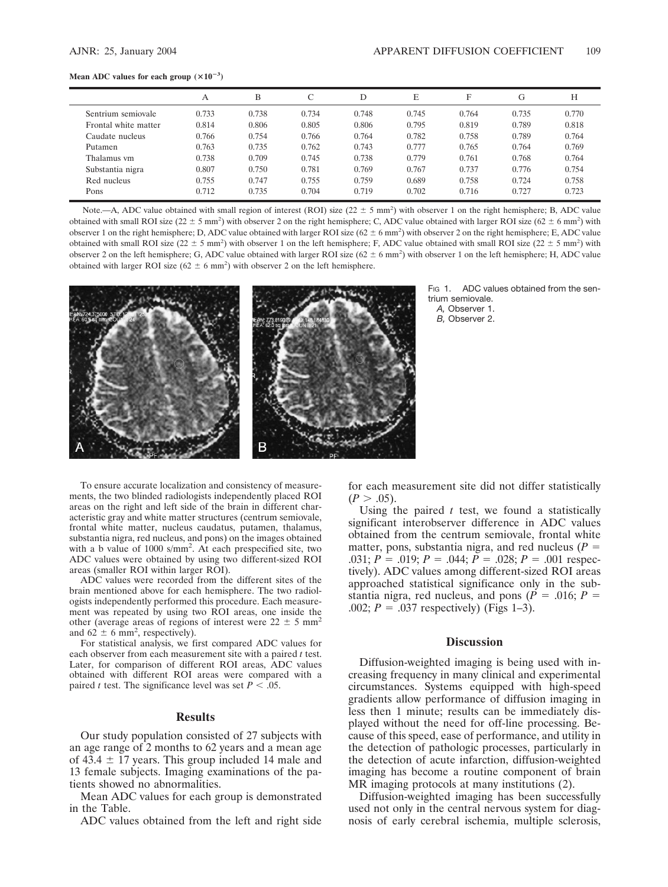**Mean ADC values for each group ($\times 10^{-3}$)**

| | A | B | C | D | E | F | G | H |
|---|---|---|---|---|---|---|---|---|
| Sentrium semiovale | 0.733 | 0.738 | 0.734 | 0.748 | 0.745 | 0.764 | 0.735 | 0.770 |
| Frontal white matter | 0.814 | 0.806 | 0.805 | 0.806 | 0.795 | 0.819 | 0.789 | 0.818 |
| Caudate nucleus | 0.766 | 0.754 | 0.766 | 0.764 | 0.782 | 0.758 | 0.789 | 0.764 |
| Putamen | 0.763 | 0.735 | 0.762 | 0.743 | 0.777 | 0.765 | 0.764 | 0.769 |
| Thalamus vm | 0.738 | 0.709 | 0.745 | 0.738 | 0.779 | 0.761 | 0.768 | 0.764 |
| Substantia nigra | 0.807 | 0.750 | 0.781 | 0.769 | 0.767 | 0.737 | 0.776 | 0.754 |
| Red nucleus | 0.755 | 0.747 | 0.755 | 0.759 | 0.689 | 0.758 | 0.724 | 0.758 |
| Pons | 0.712 | 0.735 | 0.704 | 0.719 | 0.702 | 0.716 | 0.727 | 0.723 |

Note.—A, ADC value obtained with small region of interest (ROI) size ($22 \pm 5$ mm$^2$) with observer 1 on the right hemisphere; B, ADC value obtained with small ROI size ($22 \pm 5$ mm$^2$) with observer 2 on the right hemisphere; C, ADC value obtained with larger ROI size ($62 \pm 6$ mm$^2$) with observer 1 on the right hemisphere; D, ADC value obtained with larger ROI size ($62 \pm 6$ mm$^2$) with observer 2 on the right hemisphere; E, ADC value obtained with small ROI size ($22 \pm 5$ mm$^2$) with observer 1 on the left hemisphere; F, ADC value obtained with small ROI size ($22 \pm 5$ mm$^2$) with observer 2 on the left hemisphere; G, ADC value obtained with larger ROI size ($62 \pm 6$ mm$^2$) with observer 1 on the left hemisphere; H, ADC value obtained with larger ROI size ($62 \pm 6$ mm$^2$) with observer 2 on the left hemisphere.

Fig 1. ADC values obtained from the sentrium semiovale.
*A,* Observer 1.
*B,* Observer 2.

To ensure accurate localization and consistency of measurements, the two blinded radiologists independently placed ROI areas on the right and left side of the brain in different characteristic gray and white matter structures (centrum semiovale, frontal white matter, nucleus caudatus, putamen, thalamus, substantia nigra, red nucleus, and pons) on the images obtained with a b value of 1000 s/mm$^2$. At each prespecified site, two ADC values were obtained by using two different-sized ROI areas (smaller ROI within larger ROI).

ADC values were recorded from the different sites of the brain mentioned above for each hemisphere. The two radiologists independently performed this procedure. Each measurement was repeated by using two ROI areas, one inside the other (average areas of regions of interest were $22 \pm 5$ mm$^2$ and $62 \pm 6$ mm$^2$, respectively).

For statistical analysis, we first compared ADC values for each observer from each measurement site with a paired *t* test. Later, for comparison of different ROI areas, ADC values obtained with different ROI areas were compared with a paired *t* test. The significance level was set $P < .05$.

## Results

Our study population consisted of 27 subjects with an age range of 2 months to 62 years and a mean age of $43.4 \pm 17$ years. This group included 14 male and 13 female subjects. Imaging examinations of the patients showed no abnormalities.

Mean ADC values for each group is demonstrated in the Table.

ADC values obtained from the left and right side for each measurement site did not differ statistically ($P > .05$).

Using the paired *t* test, we found a statistically significant interobserver difference in ADC values obtained from the centrum semiovale, frontal white matter, pons, substantia nigra, and red nucleus ($P = .031$; $P = .019$; $P = .044$; $P = .028$; $P = .001$ respectively). ADC values among different-sized ROI areas approached statistical significance only in the substantia nigra, red nucleus, and pons ($P = .016$; $P = .002$; $P = .037$ respectively) (Figs 1–3).

## Discussion

Diffusion-weighted imaging is being used with increasing frequency in many clinical and experimental circumstances. Systems equipped with high-speed gradients allow performance of diffusion imaging in less then 1 minute; results can be immediately displayed without the need for off-line processing. Because of this speed, ease of performance, and utility in the detection of pathologic processes, particularly in the detection of acute infarction, diffusion-weighted imaging has become a routine component of brain MR imaging protocols at many institutions (2).

Diffusion-weighted imaging has been successfully used not only in the central nervous system for diagnosis of early cerebral ischemia, multiple sclerosis,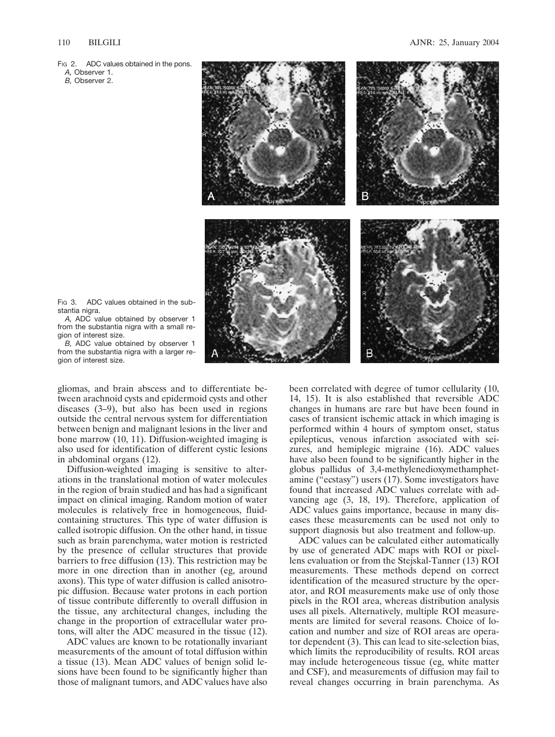FIG 2. ADC values obtained in the pons.
*A,* Observer 1.
*B,* Observer 2.

FIG 3. ADC values obtained in the substantia nigra.
*A,* ADC value obtained by observer 1 from the substantia nigra with a small region of interest size.
*B,* ADC value obtained by observer 1 from the substantia nigra with a larger region of interest size.

gliomas, and brain abscess and to differentiate between arachnoid cysts and epidermoid cysts and other diseases (3–9), but also has been used in regions outside the central nervous system for differentiation between benign and malignant lesions in the liver and bone marrow (10, 11). Diffusion-weighted imaging is also used for identification of different cystic lesions in abdominal organs (12).

Diffusion-weighted imaging is sensitive to alterations in the translational motion of water molecules in the region of brain studied and has had a significant impact on clinical imaging. Random motion of water molecules is relatively free in homogeneous, fluid-containing structures. This type of water diffusion is called isotropic diffusion. On the other hand, in tissue such as brain parenchyma, water motion is restricted by the presence of cellular structures that provide barriers to free diffusion (13). This restriction may be more in one direction than in another (eg, around axons). This type of water diffusion is called anisotropic diffusion. Because water protons in each portion of tissue contribute differently to overall diffusion in the tissue, any architectural changes, including the change in the proportion of extracellular water protons, will alter the ADC measured in the tissue (12).

ADC values are known to be rotationally invariant measurements of the amount of total diffusion within a tissue (13). Mean ADC values of benign solid lesions have been found to be significantly higher than those of malignant tumors, and ADC values have also been correlated with degree of tumor cellularity (10, 14, 15). It is also established that reversible ADC changes in humans are rare but have been found in cases of transient ischemic attack in which imaging is performed within 4 hours of symptom onset, status epilepticus, venous infarction associated with seizures, and hemiplegic migraine (16). ADC values have also been found to be significantly higher in the globus pallidus of 3,4-methylenedioxymethamphetamine ("ecstasy") users (17). Some investigators have found that increased ADC values correlate with advancing age (3, 18, 19). Therefore, application of ADC values gains importance, because in many diseases these measurements can be used not only to support diagnosis but also treatment and follow-up.

ADC values can be calculated either automatically by use of generated ADC maps with ROI or pixel-lens evaluation or from the Stejskal-Tanner (13) ROI measurements. These methods depend on correct identification of the measured structure by the operator, and ROI measurements make use of only those pixels in the ROI area, whereas distribution analysis uses all pixels. Alternatively, multiple ROI measurements are limited for several reasons. Choice of location and number and size of ROI areas are operator dependent (3). This can lead to site-selection bias, which limits the reproducibility of results. ROI areas may include heterogeneous tissue (eg, white matter and CSF), and measurements of diffusion may fail to reveal changes occurring in brain parenchyma. As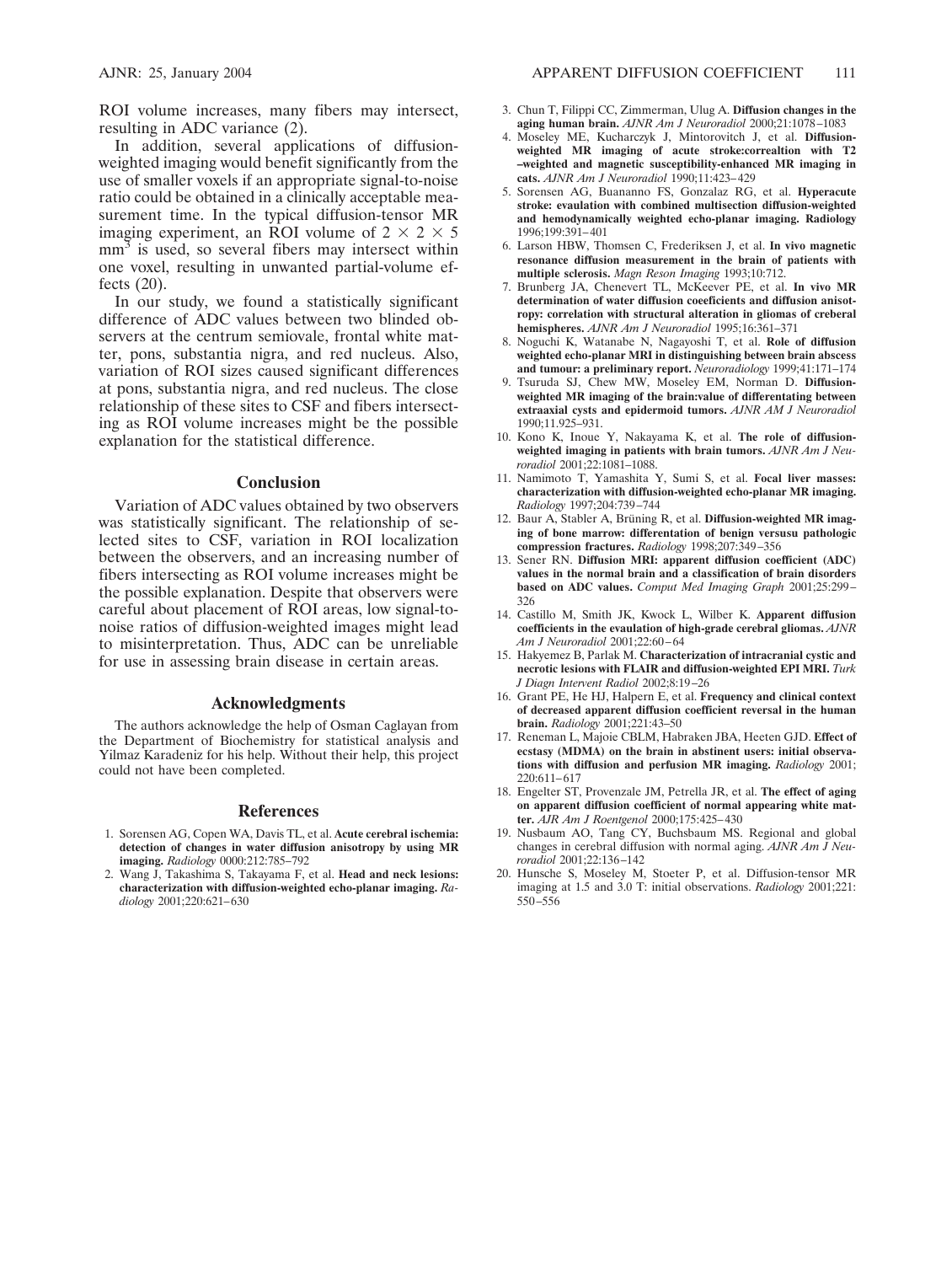ROI volume increases, many fibers may intersect, resulting in ADC variance (2).

In addition, several applications of diffusion-weighted imaging would benefit significantly from the use of smaller voxels if an appropriate signal-to-noise ratio could be obtained in a clinically acceptable measurement time. In the typical diffusion-tensor MR imaging experiment, an ROI volume of $2 \times 2 \times 5$ $mm^3$ is used, so several fibers may intersect within one voxel, resulting in unwanted partial-volume effects (20).

In our study, we found a statistically significant difference of ADC values between two blinded observers at the centrum semiovale, frontal white matter, pons, substantia nigra, and red nucleus. Also, variation of ROI sizes caused significant differences at pons, substantia nigra, and red nucleus. The close relationship of these sites to CSF and fibers intersecting as ROI volume increases might be the possible explanation for the statistical difference.

## Conclusion

Variation of ADC values obtained by two observers was statistically significant. The relationship of selected sites to CSF, variation in ROI localization between the observers, and an increasing number of fibers intersecting as ROI volume increases might be the possible explanation. Despite that observers were careful about placement of ROI areas, low signal-to-noise ratios of diffusion-weighted images might lead to misinterpretation. Thus, ADC can be unreliable for use in assessing brain disease in certain areas.

## Acknowledgments

The authors acknowledge the help of Osman Caglayan from the Department of Biochemistry for statistical analysis and Yilmaz Karadeniz for his help. Without their help, this project could not have been completed.

## References

1. Sorensen AG, Copen WA, Davis TL, et al. **Acute cerebral ischemia: detection of changes in water diffusion anisotropy by using MR imaging.** *Radiology* 0000:212:785–792
2. Wang J, Takashima S, Takayama F, et al. **Head and neck lesions: characterization with diffusion-weighted echo-planar imaging.** *Radiology* 2001;220:621–630
3. Chun T, Filippi CC, Zimmerman, Ulug A. **Diffusion changes in the aging human brain.** *AJNR Am J Neuroradiol* 2000;21:1078–1083
4. Moseley ME, Kucharczyk J, Mintorovitch J, et al. **Diffusion-weighted MR imaging of acute stroke:correaltion with T2 –weighted and magnetic susceptibility-enhanced MR imaging in cats.** *AJNR Am J Neuroradiol* 1990;11:423–429
5. Sorensen AG, Buananno FS, Gonzalaz RG, et al. **Hyperacute stroke: evaulation with combined multisection diffusion-weighted and hemodynamically weighted echo-planar imaging. Radiology** 1996;199:391–401
6. Larson HBW, Thomsen C, Frederiksen J, et al. **In vivo magnetic resonance diffusion measurement in the brain of patients with multiple sclerosis.** *Magn Reson Imaging* 1993;10:712.
7. Brunberg JA, Chenevert TL, McKeever PE, et al. **In vivo MR determination of water diffusion coeeficients and diffusion anisotropy: correlation with structural alteration in gliomas of creberal hemispheres.** *AJNR Am J Neuroradiol* 1995;16:361–371
8. Noguchi K, Watanabe N, Nagayoshi T, et al. **Role of diffusion weighted echo-planar MRI in distinguishing between brain abscess and tumour: a preliminary report.** *Neuroradiology* 1999;41:171–174
9. Tsuruda SJ, Chew MW, Moseley EM, Norman D. **Diffusion-weighted MR imaging of the brain:value of differentating between extraaxial cysts and epidermoid tumors.** *AJNR AM J Neuroradiol* 1990;11.925–931.
10. Kono K, Inoue Y, Nakayama K, et al. **The role of diffusion-weighted imaging in patients with brain tumors.** *AJNR Am J Neuroradiol* 2001;22:1081–1088.
11. Namimoto T, Yamashita Y, Sumi S, et al. **Focal liver masses: characterization with diffusion-weighted echo-planar MR imaging.** *Radiology* 1997;204:739–744
12. Baur A, Stabler A, Brüning R, et al. **Diffusion-weighted MR imaging of bone marrow: differentation of benign versusu pathologic compression fractures.** *Radiology* 1998;207:349–356
13. Sener RN. **Diffusion MRI: apparent diffusion coefficient (ADC) values in the normal brain and a classification of brain disorders based on ADC values.** *Comput Med Imaging Graph* 2001;25:299–326
14. Castillo M, Smith JK, Kwock L, Wilber K. **Apparent diffusion coefficients in the evaulation of high-grade cerebral gliomas.** *AJNR Am J Neuroradiol* 2001;22:60–64
15. Hakyemez B, Parlak M. **Characterization of intracranial cystic and necrotic lesions with FLAIR and diffusion-weighted EPI MRI.** *Turk J Diagn Intervent Radiol* 2002;8:19–26
16. Grant PE, He HJ, Halpern E, et al. **Frequency and clinical context of decreased apparent diffusion coefficient reversal in the human brain.** *Radiology* 2001;221:43–50
17. Reneman L, Majoie CBLM, Habraken JBA, Heeten GJD. **Effect of ecstasy (MDMA) on the brain in abstinent users: initial observations with diffusion and perfusion MR imaging.** *Radiology* 2001; 220:611–617
18. Engelter ST, Provenzale JM, Petrella JR, et al. **The effect of aging on apparent diffusion coefficient of normal appearing white matter.** *AJR Am J Roentgenol* 2000;175:425–430
19. Nusbaum AO, Tang CY, Buchsbaum MS. Regional and global changes in cerebral diffusion with normal aging. *AJNR Am J Neuroradiol* 2001;22:136–142
20. Hunsche S, Moseley M, Stoeter P, et al. Diffusion-tensor MR imaging at 1.5 and 3.0 T: initial observations. *Radiology* 2001;221: 550–556